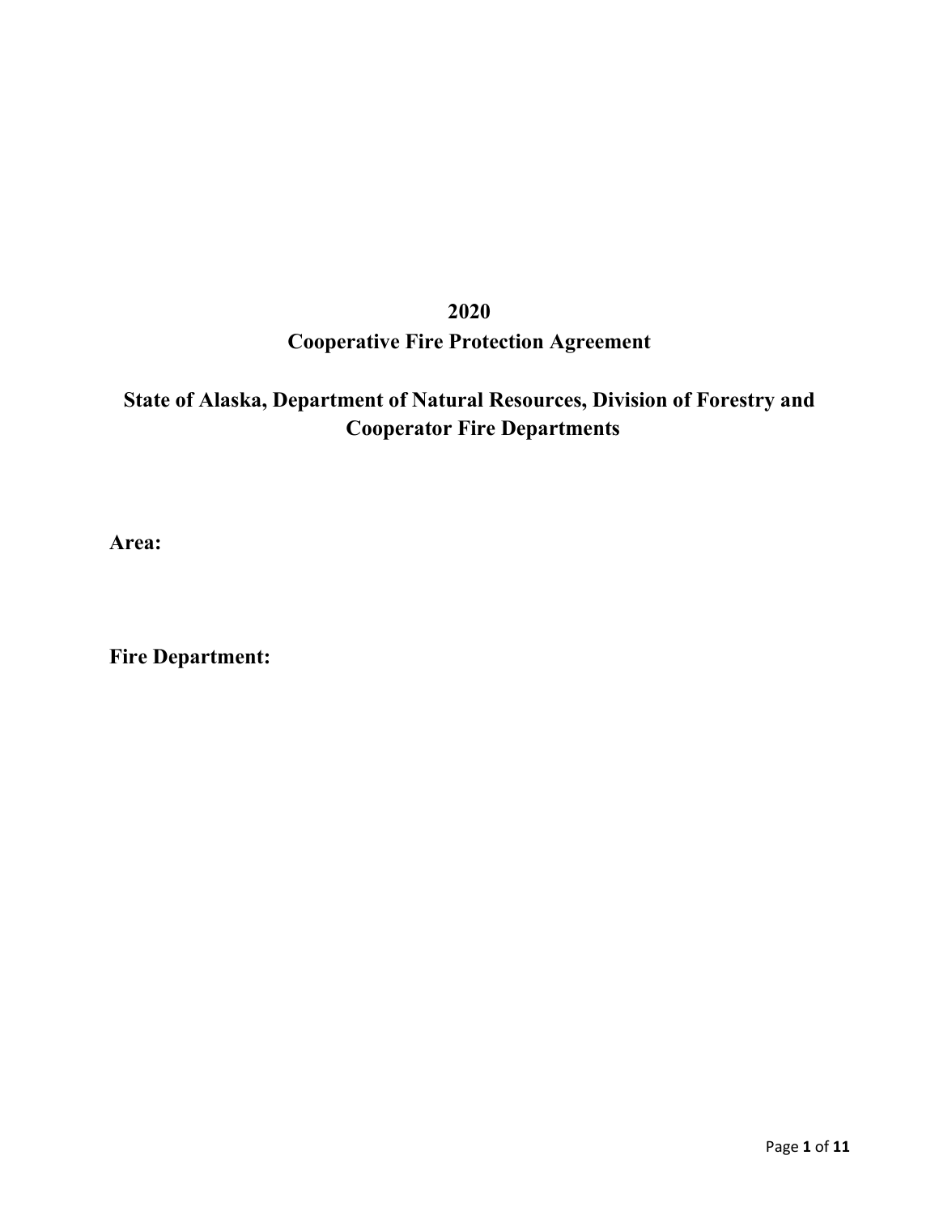# 2020
# Cooperative Fire Protection Agreement

## State of Alaska, Department of Natural Resources, Division of Forestry and Cooperator Fire Departments

**Area:**

**Fire Department:**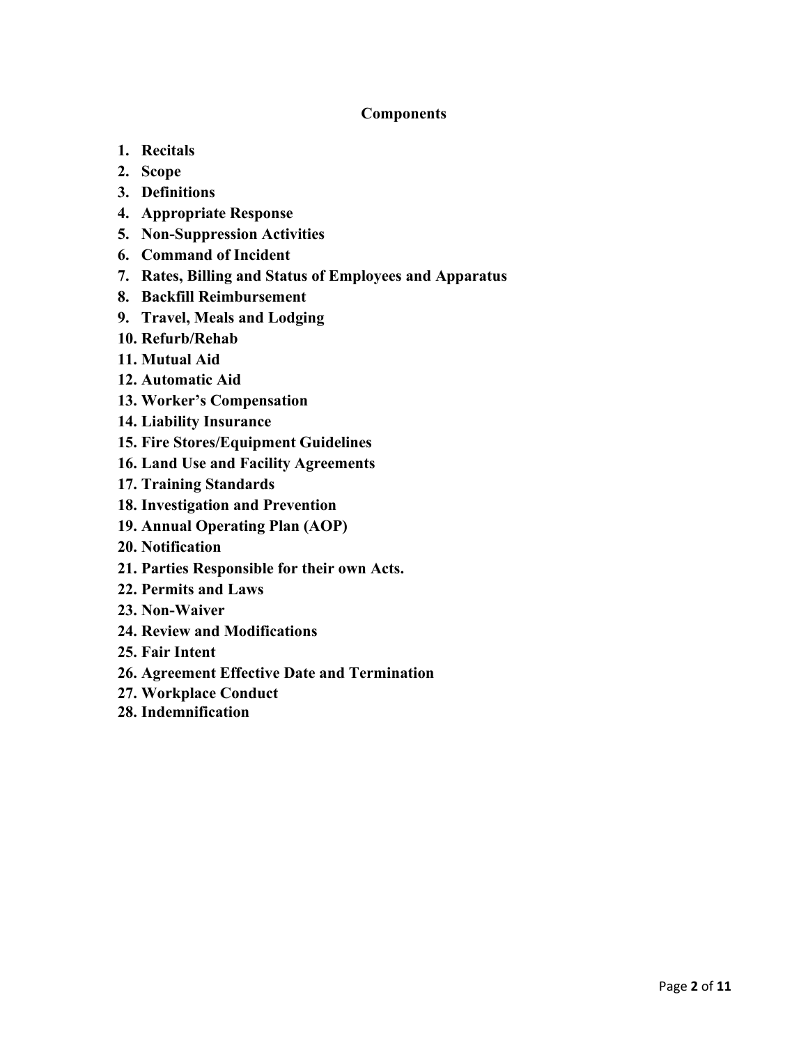## Components

1. **Recitals**
2. **Scope**
3. **Definitions**
4. **Appropriate Response**
5. **Non-Suppression Activities**
6. **Command of Incident**
7. **Rates, Billing and Status of Employees and Apparatus**
8. **Backfill Reimbursement**
9. **Travel, Meals and Lodging**
10. **Refurb/Rehab**
11. **Mutual Aid**
12. **Automatic Aid**
13. **Worker's Compensation**
14. **Liability Insurance**
15. **Fire Stores/Equipment Guidelines**
16. **Land Use and Facility Agreements**
17. **Training Standards**
18. **Investigation and Prevention**
19. **Annual Operating Plan (AOP)**
20. **Notification**
21. **Parties Responsible for their own Acts.**
22. **Permits and Laws**
23. **Non-Waiver**
24. **Review and Modifications**
25. **Fair Intent**
26. **Agreement Effective Date and Termination**
27. **Workplace Conduct**
28. **Indemnification**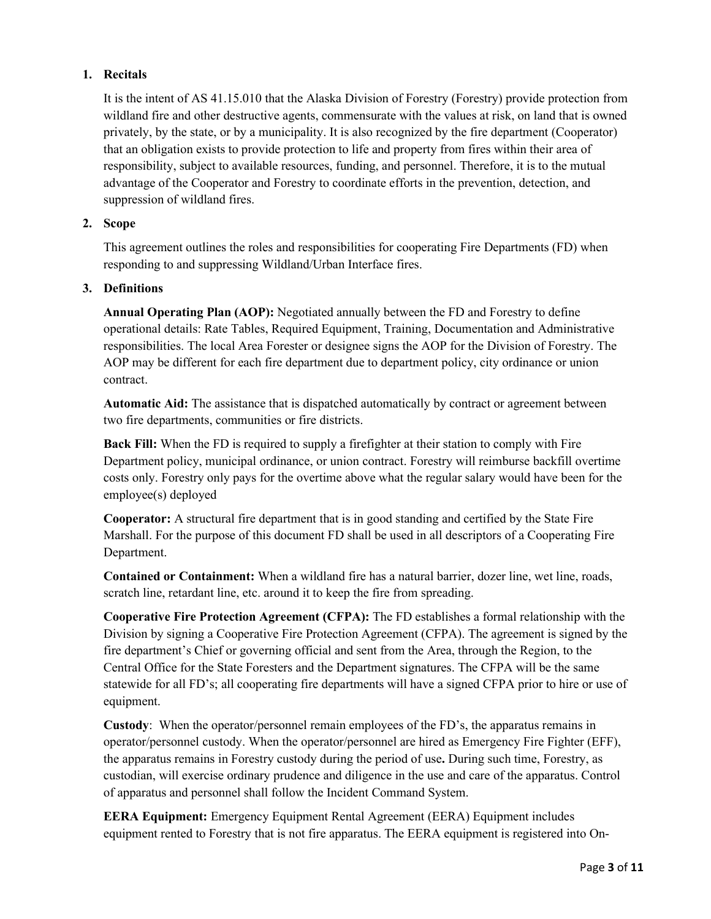## 1. Recitals

It is the intent of AS 41.15.010 that the Alaska Division of Forestry (Forestry) provide protection from wildland fire and other destructive agents, commensurate with the values at risk, on land that is owned privately, by the state, or by a municipality. It is also recognized by the fire department (Cooperator) that an obligation exists to provide protection to life and property from fires within their area of responsibility, subject to available resources, funding, and personnel. Therefore, it is to the mutual advantage of the Cooperator and Forestry to coordinate efforts in the prevention, detection, and suppression of wildland fires.

## 2. Scope

This agreement outlines the roles and responsibilities for cooperating Fire Departments (FD) when responding to and suppressing Wildland/Urban Interface fires.

## 3. Definitions

**Annual Operating Plan (AOP):** Negotiated annually between the FD and Forestry to define operational details: Rate Tables, Required Equipment, Training, Documentation and Administrative responsibilities. The local Area Forester or designee signs the AOP for the Division of Forestry. The AOP may be different for each fire department due to department policy, city ordinance or union contract.

**Automatic Aid:** The assistance that is dispatched automatically by contract or agreement between two fire departments, communities or fire districts.

**Back Fill:** When the FD is required to supply a firefighter at their station to comply with Fire Department policy, municipal ordinance, or union contract. Forestry will reimburse backfill overtime costs only. Forestry only pays for the overtime above what the regular salary would have been for the employee(s) deployed

**Cooperator:** A structural fire department that is in good standing and certified by the State Fire Marshall. For the purpose of this document FD shall be used in all descriptors of a Cooperating Fire Department.

**Contained or Containment:** When a wildland fire has a natural barrier, dozer line, wet line, roads, scratch line, retardant line, etc. around it to keep the fire from spreading.

**Cooperative Fire Protection Agreement (CFPA):** The FD establishes a formal relationship with the Division by signing a Cooperative Fire Protection Agreement (CFPA). The agreement is signed by the fire department's Chief or governing official and sent from the Area, through the Region, to the Central Office for the State Foresters and the Department signatures. The CFPA will be the same statewide for all FD's; all cooperating fire departments will have a signed CFPA prior to hire or use of equipment.

**Custody**: When the operator/personnel remain employees of the FD's, the apparatus remains in operator/personnel custody. When the operator/personnel are hired as Emergency Fire Fighter (EFF), the apparatus remains in Forestry custody during the period of use**.** During such time, Forestry, as custodian, will exercise ordinary prudence and diligence in the use and care of the apparatus. Control of apparatus and personnel shall follow the Incident Command System.

**EERA Equipment:** Emergency Equipment Rental Agreement (EERA) Equipment includes equipment rented to Forestry that is not fire apparatus. The EERA equipment is registered into On-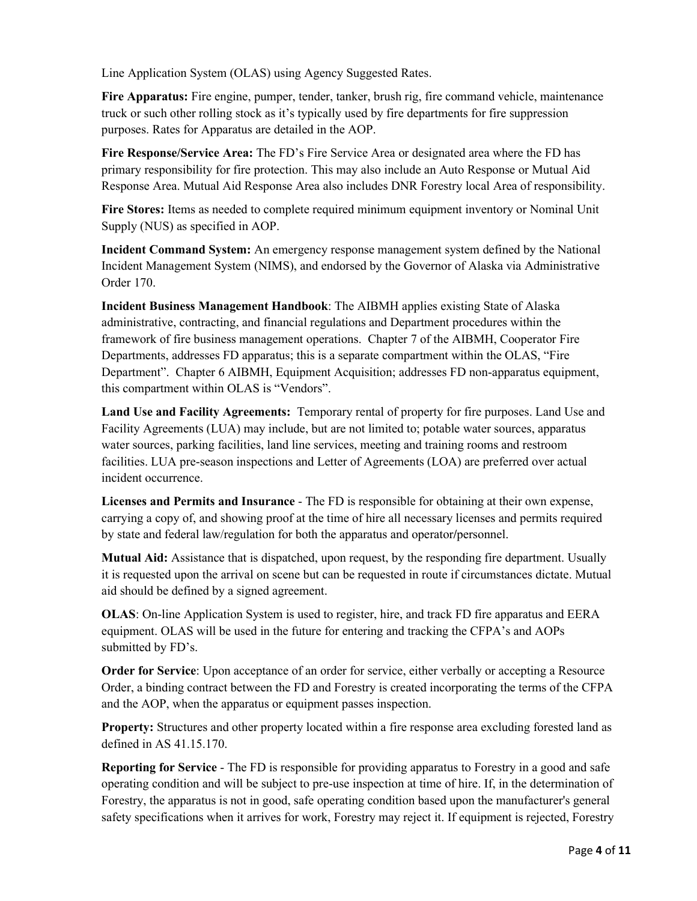Line Application System (OLAS) using Agency Suggested Rates.

**Fire Apparatus:** Fire engine, pumper, tender, tanker, brush rig, fire command vehicle, maintenance truck or such other rolling stock as it's typically used by fire departments for fire suppression purposes. Rates for Apparatus are detailed in the AOP.

**Fire Response/Service Area:** The FD's Fire Service Area or designated area where the FD has primary responsibility for fire protection. This may also include an Auto Response or Mutual Aid Response Area. Mutual Aid Response Area also includes DNR Forestry local Area of responsibility.

**Fire Stores:** Items as needed to complete required minimum equipment inventory or Nominal Unit Supply (NUS) as specified in AOP.

**Incident Command System:** An emergency response management system defined by the National Incident Management System (NIMS), and endorsed by the Governor of Alaska via Administrative Order 170.

**Incident Business Management Handbook**: The AIBMH applies existing State of Alaska administrative, contracting, and financial regulations and Department procedures within the framework of fire business management operations. Chapter 7 of the AIBMH, Cooperator Fire Departments, addresses FD apparatus; this is a separate compartment within the OLAS, "Fire Department". Chapter 6 AIBMH, Equipment Acquisition; addresses FD non-apparatus equipment, this compartment within OLAS is "Vendors".

**Land Use and Facility Agreements:** Temporary rental of property for fire purposes. Land Use and Facility Agreements (LUA) may include, but are not limited to; potable water sources, apparatus water sources, parking facilities, land line services, meeting and training rooms and restroom facilities. LUA pre-season inspections and Letter of Agreements (LOA) are preferred over actual incident occurrence.

**Licenses and Permits and Insurance** - The FD is responsible for obtaining at their own expense, carrying a copy of, and showing proof at the time of hire all necessary licenses and permits required by state and federal law/regulation for both the apparatus and operator/personnel.

**Mutual Aid:** Assistance that is dispatched, upon request, by the responding fire department. Usually it is requested upon the arrival on scene but can be requested in route if circumstances dictate. Mutual aid should be defined by a signed agreement.

**OLAS**: On-line Application System is used to register, hire, and track FD fire apparatus and EERA equipment. OLAS will be used in the future for entering and tracking the CFPA's and AOPs submitted by FD's.

**Order for Service**: Upon acceptance of an order for service, either verbally or accepting a Resource Order, a binding contract between the FD and Forestry is created incorporating the terms of the CFPA and the AOP, when the apparatus or equipment passes inspection.

**Property:** Structures and other property located within a fire response area excluding forested land as defined in AS 41.15.170.

**Reporting for Service** - The FD is responsible for providing apparatus to Forestry in a good and safe operating condition and will be subject to pre-use inspection at time of hire. If, in the determination of Forestry, the apparatus is not in good, safe operating condition based upon the manufacturer's general safety specifications when it arrives for work, Forestry may reject it. If equipment is rejected, Forestry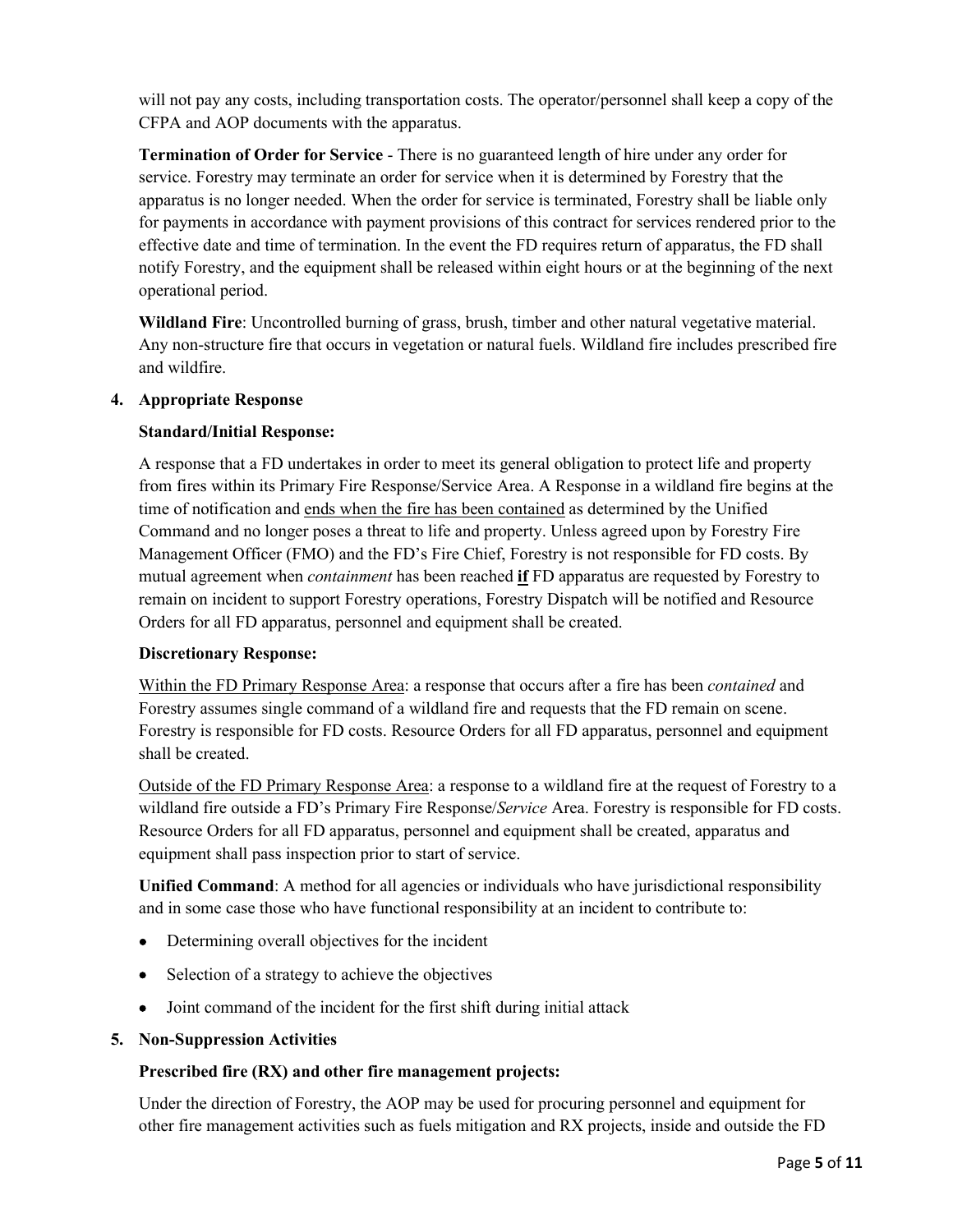will not pay any costs, including transportation costs. The operator/personnel shall keep a copy of the CFPA and AOP documents with the apparatus.

**Termination of Order for Service** - There is no guaranteed length of hire under any order for service. Forestry may terminate an order for service when it is determined by Forestry that the apparatus is no longer needed. When the order for service is terminated, Forestry shall be liable only for payments in accordance with payment provisions of this contract for services rendered prior to the effective date and time of termination. In the event the FD requires return of apparatus, the FD shall notify Forestry, and the equipment shall be released within eight hours or at the beginning of the next operational period.

**Wildland Fire**: Uncontrolled burning of grass, brush, timber and other natural vegetative material. Any non-structure fire that occurs in vegetation or natural fuels. Wildland fire includes prescribed fire and wildfire.

**4. Appropriate Response**

**Standard/Initial Response:**

A response that a FD undertakes in order to meet its general obligation to protect life and property from fires within its Primary Fire Response/Service Area. A Response in a wildland fire begins at the time of notification and <u>ends when the fire has been contained</u> as determined by the Unified Command and no longer poses a threat to life and property. Unless agreed upon by Forestry Fire Management Officer (FMO) and the FD's Fire Chief, Forestry is not responsible for FD costs. By mutual agreement when *containment* has been reached **<u>if</u>** FD apparatus are requested by Forestry to remain on incident to support Forestry operations, Forestry Dispatch will be notified and Resource Orders for all FD apparatus, personnel and equipment shall be created.

**Discretionary Response:**

<u>Within the FD Primary Response Area</u>: a response that occurs after a fire has been *contained* and Forestry assumes single command of a wildland fire and requests that the FD remain on scene. Forestry is responsible for FD costs. Resource Orders for all FD apparatus, personnel and equipment shall be created.

<u>Outside of the FD Primary Response Area</u>: a response to a wildland fire at the request of Forestry to a wildland fire outside a FD's Primary Fire Response/*Service* Area. Forestry is responsible for FD costs. Resource Orders for all FD apparatus, personnel and equipment shall be created, apparatus and equipment shall pass inspection prior to start of service.

**Unified Command**: A method for all agencies or individuals who have jurisdictional responsibility and in some case those who have functional responsibility at an incident to contribute to:

- Determining overall objectives for the incident
- Selection of a strategy to achieve the objectives
- Joint command of the incident for the first shift during initial attack

**5. Non-Suppression Activities**

**Prescribed fire (RX) and other fire management projects:**

Under the direction of Forestry, the AOP may be used for procuring personnel and equipment for other fire management activities such as fuels mitigation and RX projects, inside and outside the FD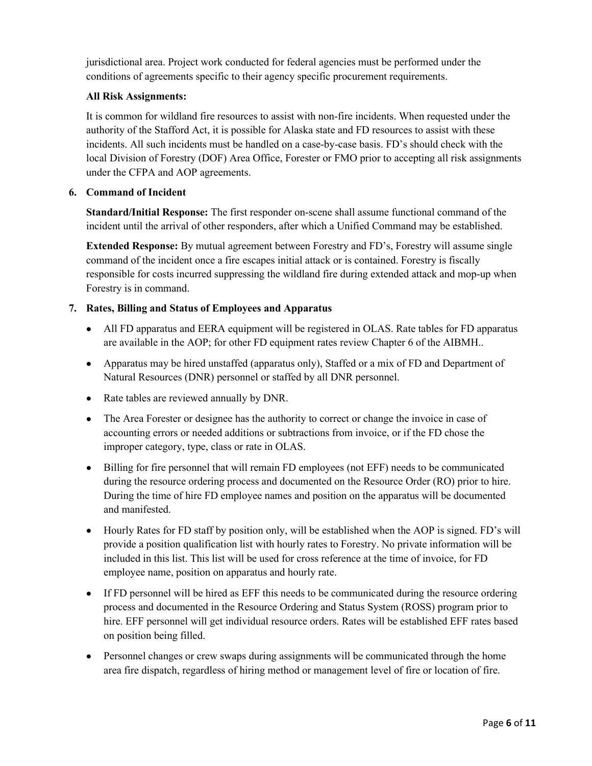jurisdictional area. Project work conducted for federal agencies must be performed under the conditions of agreements specific to their agency specific procurement requirements.

**All Risk Assignments:**

It is common for wildland fire resources to assist with non-fire incidents. When requested under the authority of the Stafford Act, it is possible for Alaska state and FD resources to assist with these incidents. All such incidents must be handled on a case-by-case basis. FD's should check with the local Division of Forestry (DOF) Area Office, Forester or FMO prior to accepting all risk assignments under the CFPA and AOP agreements.

**6. Command of Incident**

**Standard/Initial Response:** The first responder on-scene shall assume functional command of the incident until the arrival of other responders, after which a Unified Command may be established.

**Extended Response:** By mutual agreement between Forestry and FD's, Forestry will assume single command of the incident once a fire escapes initial attack or is contained. Forestry is fiscally responsible for costs incurred suppressing the wildland fire during extended attack and mop-up when Forestry is in command.

**7. Rates, Billing and Status of Employees and Apparatus**

- All FD apparatus and EERA equipment will be registered in OLAS. Rate tables for FD apparatus are available in the AOP; for other FD equipment rates review Chapter 6 of the AIBMH..
- Apparatus may be hired unstaffed (apparatus only), Staffed or a mix of FD and Department of Natural Resources (DNR) personnel or staffed by all DNR personnel.
- Rate tables are reviewed annually by DNR.
- The Area Forester or designee has the authority to correct or change the invoice in case of accounting errors or needed additions or subtractions from invoice, or if the FD chose the improper category, type, class or rate in OLAS.
- Billing for fire personnel that will remain FD employees (not EFF) needs to be communicated during the resource ordering process and documented on the Resource Order (RO) prior to hire. During the time of hire FD employee names and position on the apparatus will be documented and manifested.
- Hourly Rates for FD staff by position only, will be established when the AOP is signed. FD's will provide a position qualification list with hourly rates to Forestry. No private information will be included in this list. This list will be used for cross reference at the time of invoice, for FD employee name, position on apparatus and hourly rate.
- If FD personnel will be hired as EFF this needs to be communicated during the resource ordering process and documented in the Resource Ordering and Status System (ROSS) program prior to hire. EFF personnel will get individual resource orders. Rates will be established EFF rates based on position being filled.
- Personnel changes or crew swaps during assignments will be communicated through the home area fire dispatch, regardless of hiring method or management level of fire or location of fire.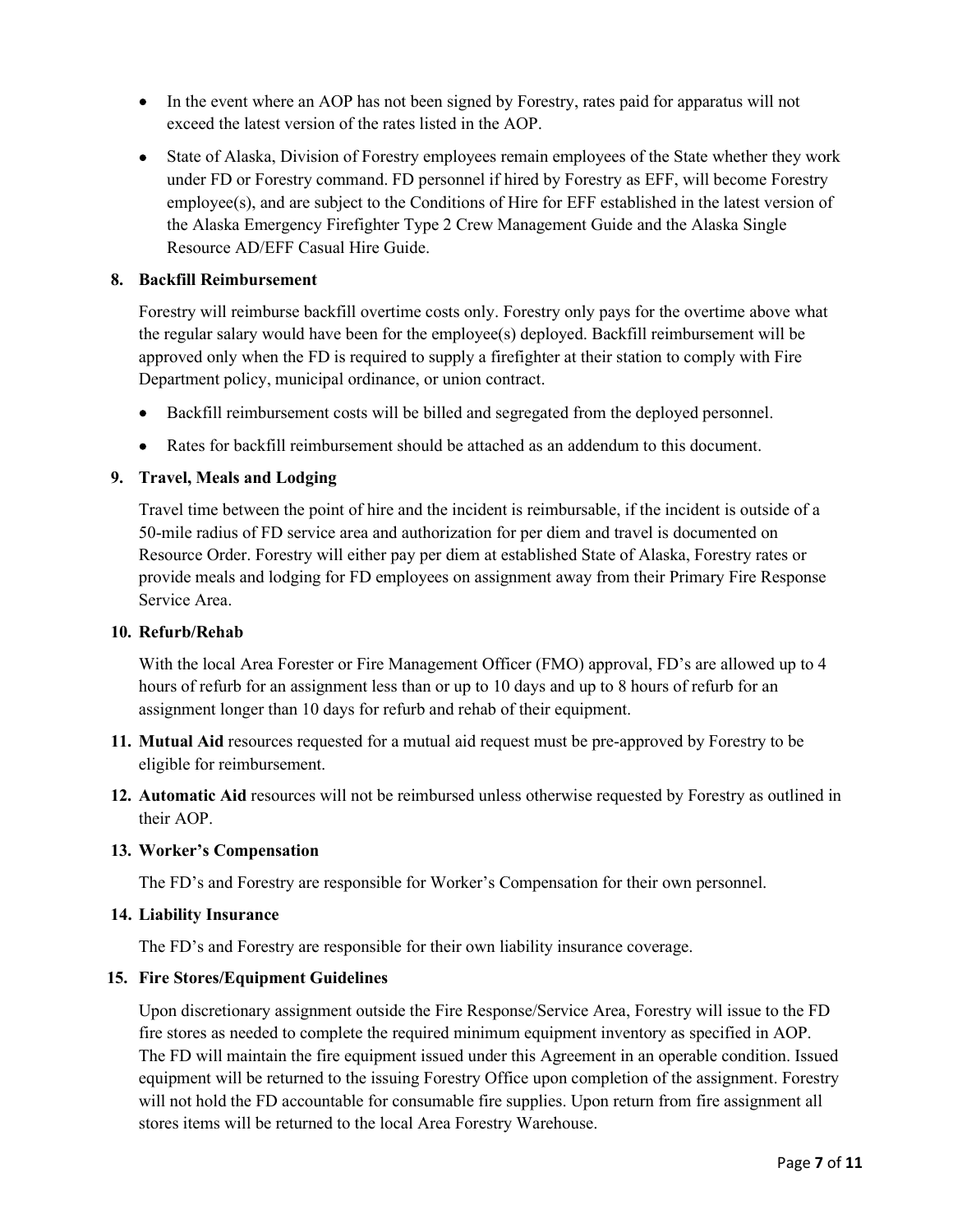- In the event where an AOP has not been signed by Forestry, rates paid for apparatus will not exceed the latest version of the rates listed in the AOP.
- State of Alaska, Division of Forestry employees remain employees of the State whether they work under FD or Forestry command. FD personnel if hired by Forestry as EFF, will become Forestry employee(s), and are subject to the Conditions of Hire for EFF established in the latest version of the Alaska Emergency Firefighter Type 2 Crew Management Guide and the Alaska Single Resource AD/EFF Casual Hire Guide.

**8. Backfill Reimbursement**

Forestry will reimburse backfill overtime costs only. Forestry only pays for the overtime above what the regular salary would have been for the employee(s) deployed. Backfill reimbursement will be approved only when the FD is required to supply a firefighter at their station to comply with Fire Department policy, municipal ordinance, or union contract.

- Backfill reimbursement costs will be billed and segregated from the deployed personnel.
- Rates for backfill reimbursement should be attached as an addendum to this document.

**9. Travel, Meals and Lodging**

Travel time between the point of hire and the incident is reimbursable, if the incident is outside of a 50-mile radius of FD service area and authorization for per diem and travel is documented on Resource Order. Forestry will either pay per diem at established State of Alaska, Forestry rates or provide meals and lodging for FD employees on assignment away from their Primary Fire Response Service Area.

**10. Refurb/Rehab**

With the local Area Forester or Fire Management Officer (FMO) approval, FD's are allowed up to 4 hours of refurb for an assignment less than or up to 10 days and up to 8 hours of refurb for an assignment longer than 10 days for refurb and rehab of their equipment.

**11. Mutual Aid** resources requested for a mutual aid request must be pre-approved by Forestry to be eligible for reimbursement.

**12. Automatic Aid** resources will not be reimbursed unless otherwise requested by Forestry as outlined in their AOP.

**13. Worker's Compensation**

The FD's and Forestry are responsible for Worker's Compensation for their own personnel.

**14. Liability Insurance**

The FD's and Forestry are responsible for their own liability insurance coverage.

**15. Fire Stores/Equipment Guidelines**

Upon discretionary assignment outside the Fire Response/Service Area, Forestry will issue to the FD fire stores as needed to complete the required minimum equipment inventory as specified in AOP. The FD will maintain the fire equipment issued under this Agreement in an operable condition. Issued equipment will be returned to the issuing Forestry Office upon completion of the assignment. Forestry will not hold the FD accountable for consumable fire supplies. Upon return from fire assignment all stores items will be returned to the local Area Forestry Warehouse.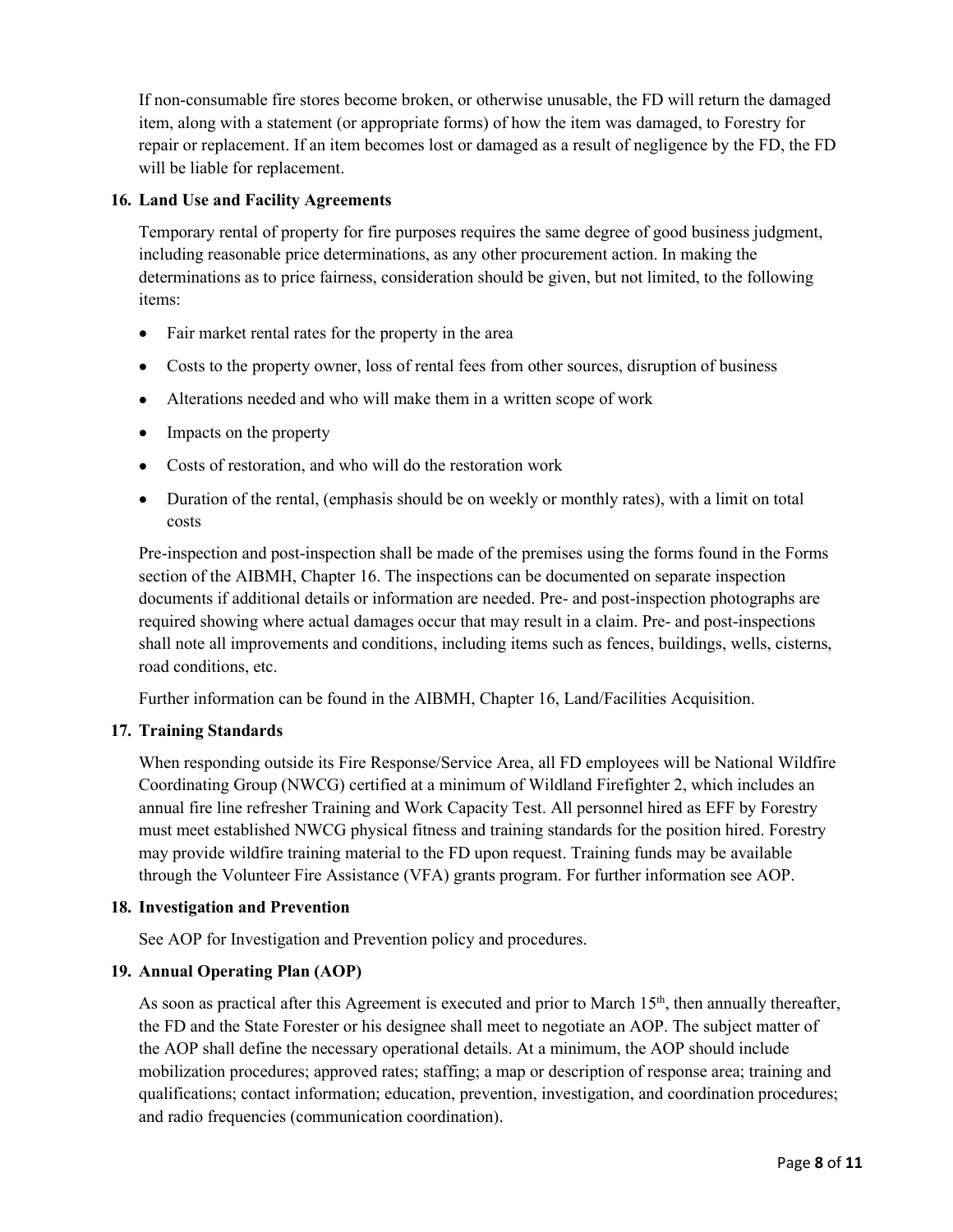If non-consumable fire stores become broken, or otherwise unusable, the FD will return the damaged item, along with a statement (or appropriate forms) of how the item was damaged, to Forestry for repair or replacement. If an item becomes lost or damaged as a result of negligence by the FD, the FD will be liable for replacement.

**16. Land Use and Facility Agreements**

Temporary rental of property for fire purposes requires the same degree of good business judgment, including reasonable price determinations, as any other procurement action. In making the determinations as to price fairness, consideration should be given, but not limited, to the following items:

- Fair market rental rates for the property in the area
- Costs to the property owner, loss of rental fees from other sources, disruption of business
- Alterations needed and who will make them in a written scope of work
- Impacts on the property
- Costs of restoration, and who will do the restoration work
- Duration of the rental, (emphasis should be on weekly or monthly rates), with a limit on total costs

Pre-inspection and post-inspection shall be made of the premises using the forms found in the Forms section of the AIBMH, Chapter 16. The inspections can be documented on separate inspection documents if additional details or information are needed. Pre- and post-inspection photographs are required showing where actual damages occur that may result in a claim. Pre- and post-inspections shall note all improvements and conditions, including items such as fences, buildings, wells, cisterns, road conditions, etc.

Further information can be found in the AIBMH, Chapter 16, Land/Facilities Acquisition.

**17. Training Standards**

When responding outside its Fire Response/Service Area, all FD employees will be National Wildfire Coordinating Group (NWCG) certified at a minimum of Wildland Firefighter 2, which includes an annual fire line refresher Training and Work Capacity Test. All personnel hired as EFF by Forestry must meet established NWCG physical fitness and training standards for the position hired. Forestry may provide wildfire training material to the FD upon request. Training funds may be available through the Volunteer Fire Assistance (VFA) grants program. For further information see AOP.

**18. Investigation and Prevention**

See AOP for Investigation and Prevention policy and procedures.

**19. Annual Operating Plan (AOP)**

As soon as practical after this Agreement is executed and prior to March 15th, then annually thereafter, the FD and the State Forester or his designee shall meet to negotiate an AOP. The subject matter of the AOP shall define the necessary operational details. At a minimum, the AOP should include mobilization procedures; approved rates; staffing; a map or description of response area; training and qualifications; contact information; education, prevention, investigation, and coordination procedures; and radio frequencies (communication coordination).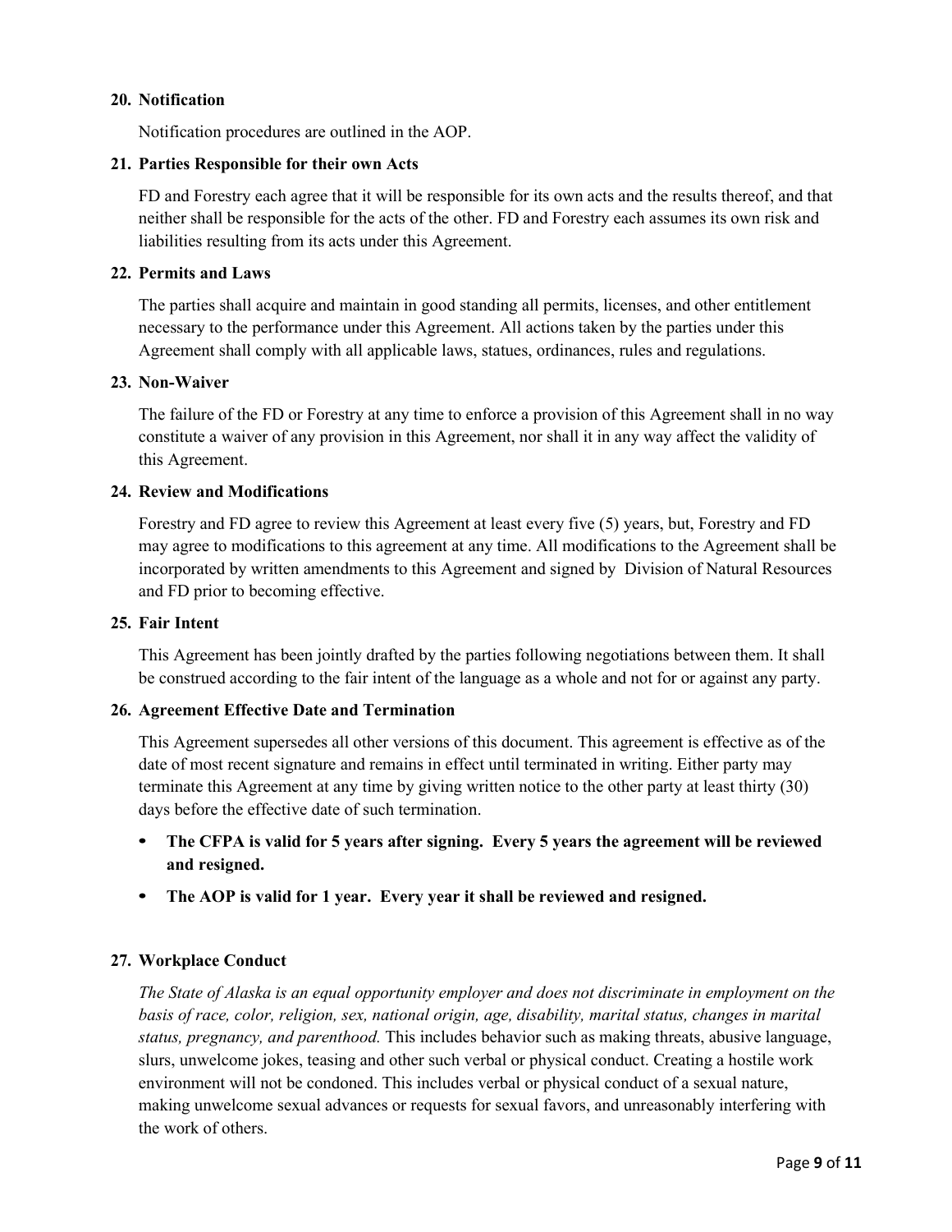**20. Notification**

Notification procedures are outlined in the AOP.

**21. Parties Responsible for their own Acts**

FD and Forestry each agree that it will be responsible for its own acts and the results thereof, and that neither shall be responsible for the acts of the other. FD and Forestry each assumes its own risk and liabilities resulting from its acts under this Agreement.

**22. Permits and Laws**

The parties shall acquire and maintain in good standing all permits, licenses, and other entitlement necessary to the performance under this Agreement. All actions taken by the parties under this Agreement shall comply with all applicable laws, statues, ordinances, rules and regulations.

**23. Non-Waiver**

The failure of the FD or Forestry at any time to enforce a provision of this Agreement shall in no way constitute a waiver of any provision in this Agreement, nor shall it in any way affect the validity of this Agreement.

**24. Review and Modifications**

Forestry and FD agree to review this Agreement at least every five (5) years, but, Forestry and FD may agree to modifications to this agreement at any time. All modifications to the Agreement shall be incorporated by written amendments to this Agreement and signed by Division of Natural Resources and FD prior to becoming effective.

**25. Fair Intent**

This Agreement has been jointly drafted by the parties following negotiations between them. It shall be construed according to the fair intent of the language as a whole and not for or against any party.

**26. Agreement Effective Date and Termination**

This Agreement supersedes all other versions of this document. This agreement is effective as of the date of most recent signature and remains in effect until terminated in writing. Either party may terminate this Agreement at any time by giving written notice to the other party at least thirty (30) days before the effective date of such termination.

- **The CFPA is valid for 5 years after signing. Every 5 years the agreement will be reviewed and resigned.**
- **The AOP is valid for 1 year. Every year it shall be reviewed and resigned.**

**27. Workplace Conduct**

*The State of Alaska is an equal opportunity employer and does not discriminate in employment on the basis of race, color, religion, sex, national origin, age, disability, marital status, changes in marital status, pregnancy, and parenthood.* This includes behavior such as making threats, abusive language, slurs, unwelcome jokes, teasing and other such verbal or physical conduct. Creating a hostile work environment will not be condoned. This includes verbal or physical conduct of a sexual nature, making unwelcome sexual advances or requests for sexual favors, and unreasonably interfering with the work of others.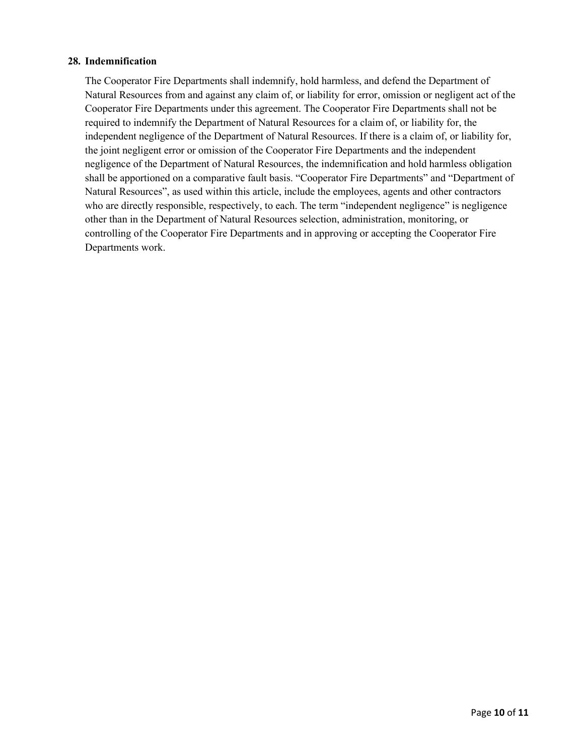**28. Indemnification**

The Cooperator Fire Departments shall indemnify, hold harmless, and defend the Department of Natural Resources from and against any claim of, or liability for error, omission or negligent act of the Cooperator Fire Departments under this agreement. The Cooperator Fire Departments shall not be required to indemnify the Department of Natural Resources for a claim of, or liability for, the independent negligence of the Department of Natural Resources. If there is a claim of, or liability for, the joint negligent error or omission of the Cooperator Fire Departments and the independent negligence of the Department of Natural Resources, the indemnification and hold harmless obligation shall be apportioned on a comparative fault basis. “Cooperator Fire Departments” and “Department of Natural Resources”, as used within this article, include the employees, agents and other contractors who are directly responsible, respectively, to each. The term “independent negligence” is negligence other than in the Department of Natural Resources selection, administration, monitoring, or controlling of the Cooperator Fire Departments and in approving or accepting the Cooperator Fire Departments work.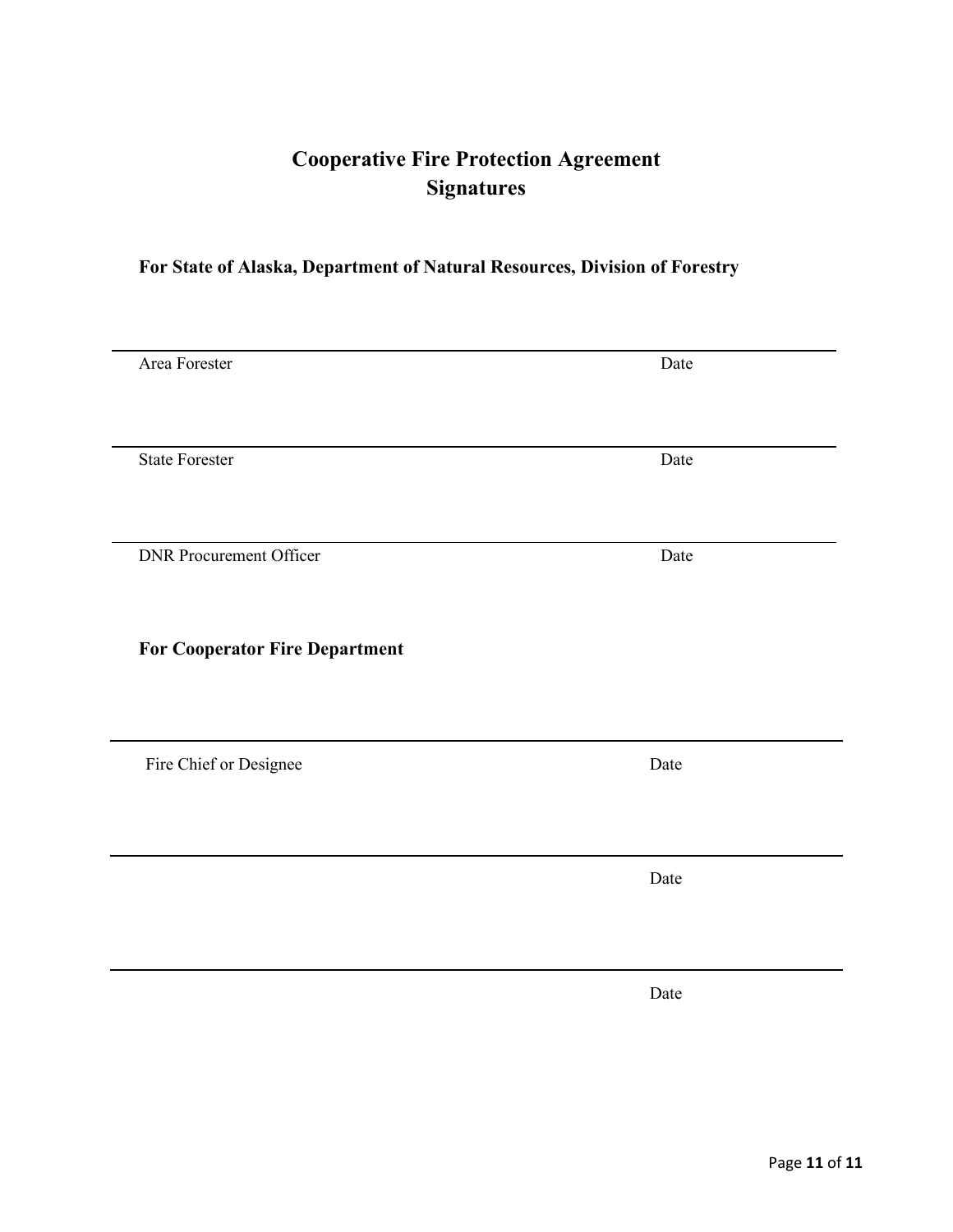# Cooperative Fire Protection Agreement
# Signatures

**For State of Alaska, Department of Natural Resources, Division of Forestry**

\_\_\_\_\_\_\_\_\_\_\_\_\_\_\_\_\_\_\_\_\_\_\_\_\_\_\_\_\_\_\_\_\_\_\_\_\_\_\_\_\_\_\_\_\_\_\_\_\_\_\_\_\_\_\_\_\_\_\_\_

Area Forester                                                    Date

\_\_\_\_\_\_\_\_\_\_\_\_\_\_\_\_\_\_\_\_\_\_\_\_\_\_\_\_\_\_\_\_\_\_\_\_\_\_\_\_\_\_\_\_\_\_\_\_\_\_\_\_\_\_\_\_\_\_\_\_

State Forester                                                    Date

\_\_\_\_\_\_\_\_\_\_\_\_\_\_\_\_\_\_\_\_\_\_\_\_\_\_\_\_\_\_\_\_\_\_\_\_\_\_\_\_\_\_\_\_\_\_\_\_\_\_\_\_\_\_\_\_\_\_\_\_

DNR Procurement Officer                                                    Date

**For Cooperator Fire Department**

\_\_\_\_\_\_\_\_\_\_\_\_\_\_\_\_\_\_\_\_\_\_\_\_\_\_\_\_\_\_\_\_\_\_\_\_\_\_\_\_\_\_\_\_\_\_\_\_\_\_\_\_\_\_\_\_\_\_\_\_

Fire Chief or Designee                                                    Date

\_\_\_\_\_\_\_\_\_\_\_\_\_\_\_\_\_\_\_\_\_\_\_\_\_\_\_\_\_\_\_\_\_\_\_\_\_\_\_\_\_\_\_\_\_\_\_\_\_\_\_\_\_\_\_\_\_\_\_\_

Date

\_\_\_\_\_\_\_\_\_\_\_\_\_\_\_\_\_\_\_\_\_\_\_\_\_\_\_\_\_\_\_\_\_\_\_\_\_\_\_\_\_\_\_\_\_\_\_\_\_\_\_\_\_\_\_\_\_\_\_\_

Date